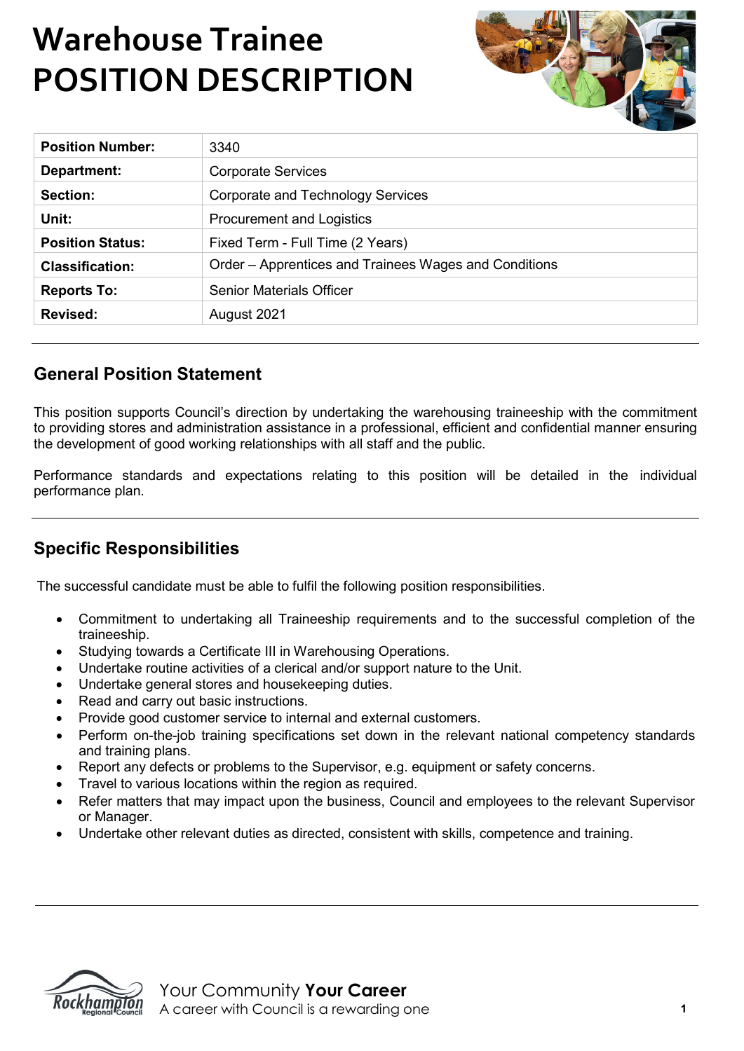# Warehouse Trainee POSITION DESCRIPTION

| | |
|---|---|
| **Position Number:** | 3340 |
| **Department:** | Corporate Services |
| **Section:** | Corporate and Technology Services |
| **Unit:** | Procurement and Logistics |
| **Position Status:** | Fixed Term - Full Time (2 Years) |
| **Classification:** | Order – Apprentices and Trainees Wages and Conditions |
| **Reports To:** | Senior Materials Officer |
| **Revised:** | August 2021 |

## General Position Statement

This position supports Council's direction by undertaking the warehousing traineeship with the commitment to providing stores and administration assistance in a professional, efficient and confidential manner ensuring the development of good working relationships with all staff and the public.

Performance standards and expectations relating to this position will be detailed in the individual performance plan.

## Specific Responsibilities

The successful candidate must be able to fulfil the following position responsibilities.

- Commitment to undertaking all Traineeship requirements and to the successful completion of the traineeship.
- Studying towards a Certificate III in Warehousing Operations.
- Undertake routine activities of a clerical and/or support nature to the Unit.
- Undertake general stores and housekeeping duties.
- Read and carry out basic instructions.
- Provide good customer service to internal and external customers.
- Perform on-the-job training specifications set down in the relevant national competency standards and training plans.
- Report any defects or problems to the Supervisor, e.g. equipment or safety concerns.
- Travel to various locations within the region as required.
- Refer matters that may impact upon the business, Council and employees to the relevant Supervisor or Manager.
- Undertake other relevant duties as directed, consistent with skills, competence and training.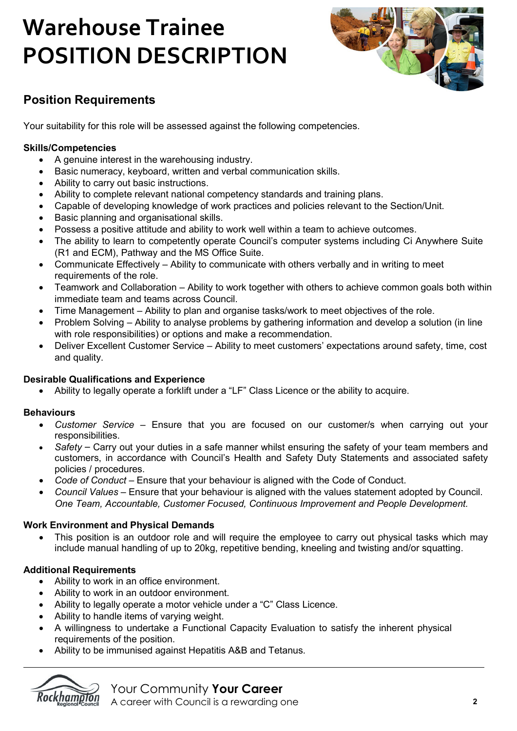# Warehouse Trainee POSITION DESCRIPTION

## Position Requirements

Your suitability for this role will be assessed against the following competencies.

**Skills/Competencies**

- A genuine interest in the warehousing industry.
- Basic numeracy, keyboard, written and verbal communication skills.
- Ability to carry out basic instructions.
- Ability to complete relevant national competency standards and training plans.
- Capable of developing knowledge of work practices and policies relevant to the Section/Unit.
- Basic planning and organisational skills.
- Possess a positive attitude and ability to work well within a team to achieve outcomes.
- The ability to learn to competently operate Council's computer systems including Ci Anywhere Suite (R1 and ECM), Pathway and the MS Office Suite.
- Communicate Effectively – Ability to communicate with others verbally and in writing to meet requirements of the role.
- Teamwork and Collaboration – Ability to work together with others to achieve common goals both within immediate team and teams across Council.
- Time Management – Ability to plan and organise tasks/work to meet objectives of the role.
- Problem Solving – Ability to analyse problems by gathering information and develop a solution (in line with role responsibilities) or options and make a recommendation.
- Deliver Excellent Customer Service – Ability to meet customers' expectations around safety, time, cost and quality.

**Desirable Qualifications and Experience**

- Ability to legally operate a forklift under a "LF" Class Licence or the ability to acquire.

**Behaviours**

- *Customer Service* – Ensure that you are focused on our customer/s when carrying out your responsibilities.
- *Safety* – Carry out your duties in a safe manner whilst ensuring the safety of your team members and customers, in accordance with Council's Health and Safety Duty Statements and associated safety policies / procedures.
- *Code of Conduct* – Ensure that your behaviour is aligned with the Code of Conduct.
- *Council Values* – Ensure that your behaviour is aligned with the values statement adopted by Council. *One Team, Accountable, Customer Focused, Continuous Improvement and People Development.*

**Work Environment and Physical Demands**

- This position is an outdoor role and will require the employee to carry out physical tasks which may include manual handling of up to 20kg, repetitive bending, kneeling and twisting and/or squatting.

**Additional Requirements**

- Ability to work in an office environment.
- Ability to work in an outdoor environment.
- Ability to legally operate a motor vehicle under a "C" Class Licence.
- Ability to handle items of varying weight.
- A willingness to undertake a Functional Capacity Evaluation to satisfy the inherent physical requirements of the position.
- Ability to be immunised against Hepatitis A&B and Tetanus.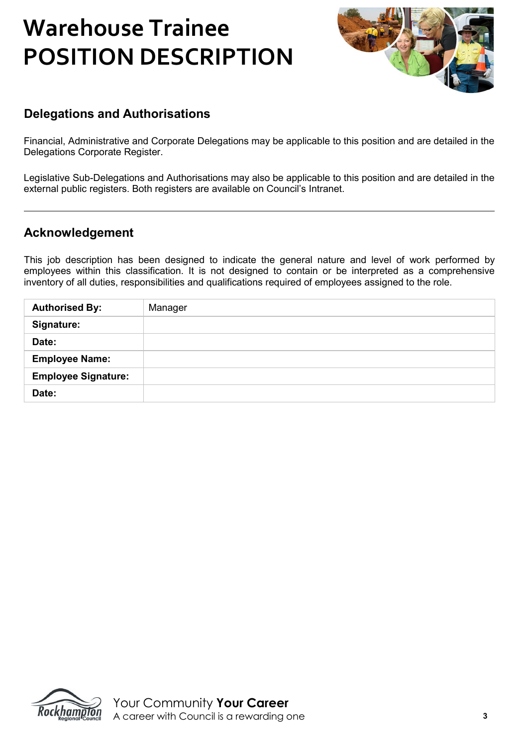# Warehouse Trainee POSITION DESCRIPTION

## Delegations and Authorisations

Financial, Administrative and Corporate Delegations may be applicable to this position and are detailed in the Delegations Corporate Register.

Legislative Sub-Delegations and Authorisations may also be applicable to this position and are detailed in the external public registers. Both registers are available on Council's Intranet.

## Acknowledgement

This job description has been designed to indicate the general nature and level of work performed by employees within this classification. It is not designed to contain or be interpreted as a comprehensive inventory of all duties, responsibilities and qualifications required of employees assigned to the role.

| | |
|---|---|
| **Authorised By:** | Manager |
| **Signature:** | |
| **Date:** | |
| **Employee Name:** | |
| **Employee Signature:** | |
| **Date:** | |

Your Community **Your Career**
A career with Council is a rewarding one